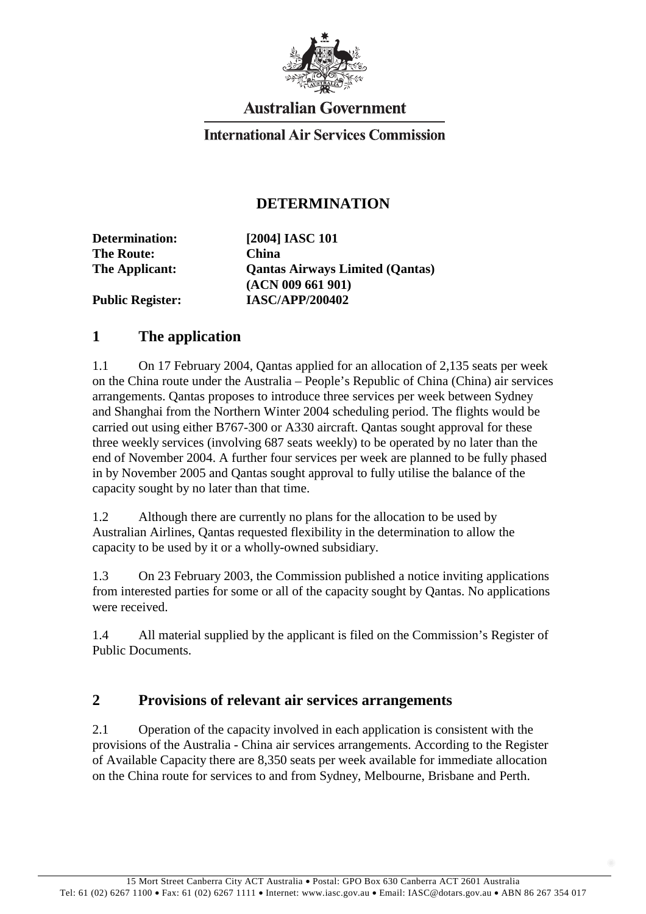Australian Government

International Air Services Commission

# DETERMINATION

| | |
|---|---|
| **Determination:** | **[2004] IASC 101** |
| **The Route:** | **China** |
| **The Applicant:** | **Qantas Airways Limited (Qantas) (ACN 009 661 901)** |
| **Public Register:** | **IASC/APP/200402** |

## 1 The application

1.1 On 17 February 2004, Qantas applied for an allocation of 2,135 seats per week on the China route under the Australia – People's Republic of China (China) air services arrangements. Qantas proposes to introduce three services per week between Sydney and Shanghai from the Northern Winter 2004 scheduling period. The flights would be carried out using either B767-300 or A330 aircraft. Qantas sought approval for these three weekly services (involving 687 seats weekly) to be operated by no later than the end of November 2004. A further four services per week are planned to be fully phased in by November 2005 and Qantas sought approval to fully utilise the balance of the capacity sought by no later than that time.

1.2 Although there are currently no plans for the allocation to be used by Australian Airlines, Qantas requested flexibility in the determination to allow the capacity to be used by it or a wholly-owned subsidiary.

1.3 On 23 February 2003, the Commission published a notice inviting applications from interested parties for some or all of the capacity sought by Qantas. No applications were received.

1.4 All material supplied by the applicant is filed on the Commission's Register of Public Documents.

## 2 Provisions of relevant air services arrangements

2.1 Operation of the capacity involved in each application is consistent with the provisions of the Australia - China air services arrangements. According to the Register of Available Capacity there are 8,350 seats per week available for immediate allocation on the China route for services to and from Sydney, Melbourne, Brisbane and Perth.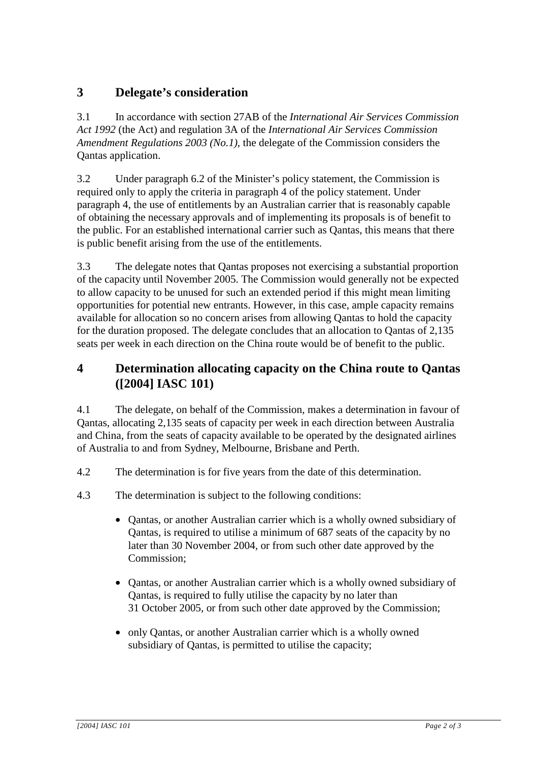## 3 Delegate's consideration

3.1 In accordance with section 27AB of the *International Air Services Commission Act 1992* (the Act) and regulation 3A of the *International Air Services Commission Amendment Regulations 2003 (No.1)*, the delegate of the Commission considers the Qantas application.

3.2 Under paragraph 6.2 of the Minister's policy statement, the Commission is required only to apply the criteria in paragraph 4 of the policy statement. Under paragraph 4, the use of entitlements by an Australian carrier that is reasonably capable of obtaining the necessary approvals and of implementing its proposals is of benefit to the public. For an established international carrier such as Qantas, this means that there is public benefit arising from the use of the entitlements.

3.3 The delegate notes that Qantas proposes not exercising a substantial proportion of the capacity until November 2005. The Commission would generally not be expected to allow capacity to be unused for such an extended period if this might mean limiting opportunities for potential new entrants. However, in this case, ample capacity remains available for allocation so no concern arises from allowing Qantas to hold the capacity for the duration proposed. The delegate concludes that an allocation to Qantas of 2,135 seats per week in each direction on the China route would be of benefit to the public.

## 4 Determination allocating capacity on the China route to Qantas ([2004] IASC 101)

4.1 The delegate, on behalf of the Commission, makes a determination in favour of Qantas, allocating 2,135 seats of capacity per week in each direction between Australia and China, from the seats of capacity available to be operated by the designated airlines of Australia to and from Sydney, Melbourne, Brisbane and Perth.

4.2 The determination is for five years from the date of this determination.

4.3 The determination is subject to the following conditions:

- Qantas, or another Australian carrier which is a wholly owned subsidiary of Qantas, is required to utilise a minimum of 687 seats of the capacity by no later than 30 November 2004, or from such other date approved by the Commission;

- Qantas, or another Australian carrier which is a wholly owned subsidiary of Qantas, is required to fully utilise the capacity by no later than 31 October 2005, or from such other date approved by the Commission;

- only Qantas, or another Australian carrier which is a wholly owned subsidiary of Qantas, is permitted to utilise the capacity;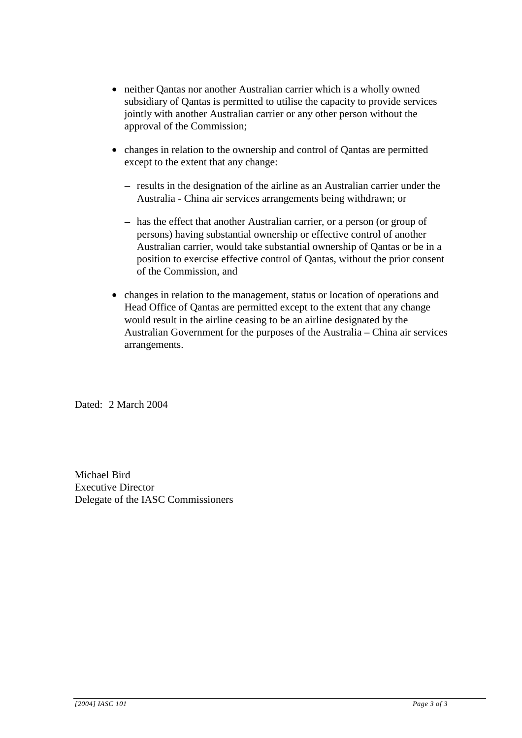- neither Qantas nor another Australian carrier which is a wholly owned subsidiary of Qantas is permitted to utilise the capacity to provide services jointly with another Australian carrier or any other person without the approval of the Commission;

- changes in relation to the ownership and control of Qantas are permitted except to the extent that any change:

  - results in the designation of the airline as an Australian carrier under the Australia - China air services arrangements being withdrawn; or

  - has the effect that another Australian carrier, or a person (or group of persons) having substantial ownership or effective control of another Australian carrier, would take substantial ownership of Qantas or be in a position to exercise effective control of Qantas, without the prior consent of the Commission, and

- changes in relation to the management, status or location of operations and Head Office of Qantas are permitted except to the extent that any change would result in the airline ceasing to be an airline designated by the Australian Government for the purposes of the Australia – China air services arrangements.

Dated: 2 March 2004

Michael Bird
Executive Director
Delegate of the IASC Commissioners